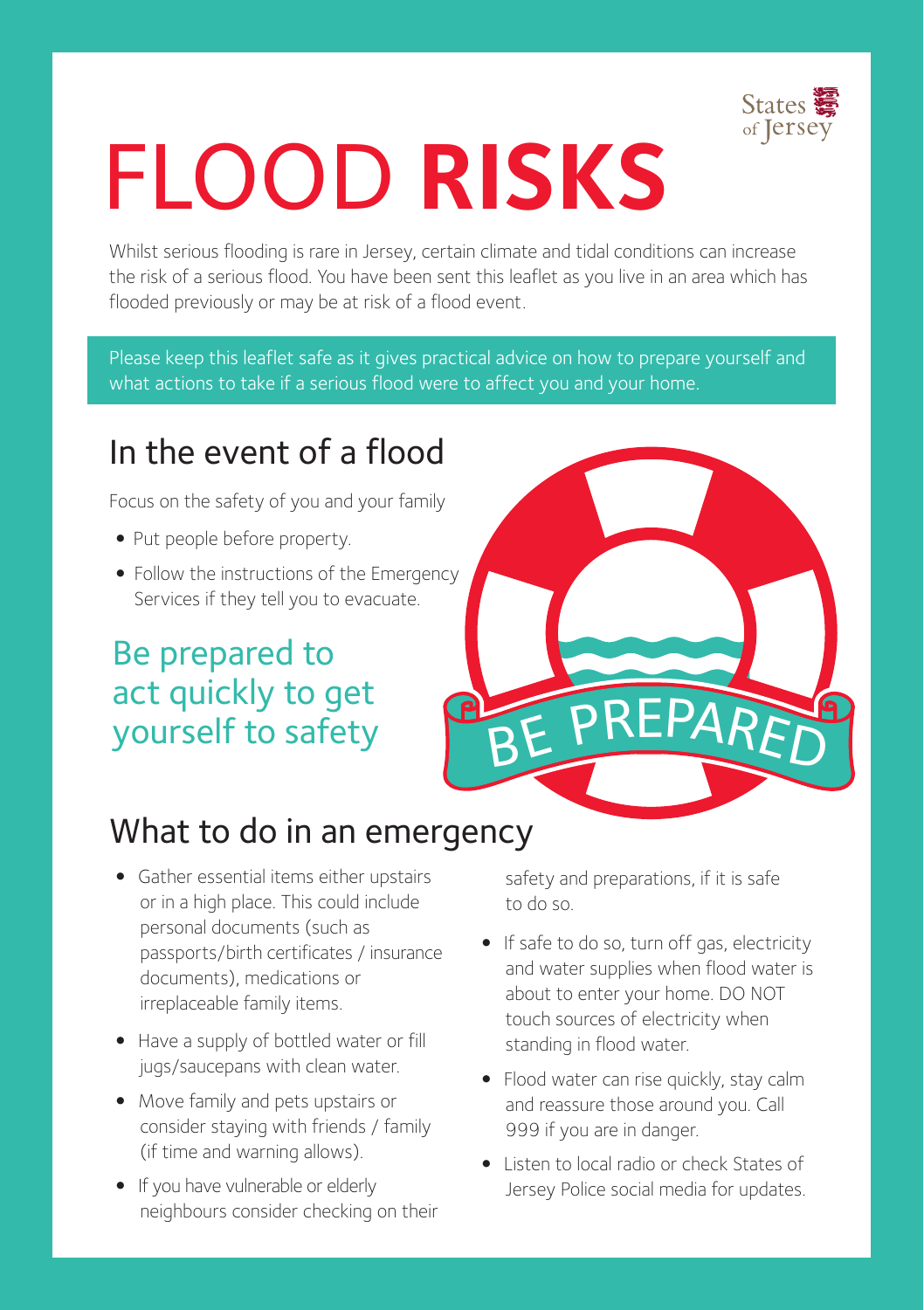States of Jersey

# FLOOD **RISKS**

Whilst serious flooding is rare in Jersey, certain climate and tidal conditions can increase the risk of a serious flood. You have been sent this leaflet as you live in an area which has flooded previously or may be at risk of a flood event.

Please keep this leaflet safe as it gives practical advice on how to prepare yourself and what actions to take if a serious flood were to affect you and your home.

## In the event of a flood

Focus on the safety of you and your family

- Put people before property.
- Follow the instructions of the Emergency Services if they tell you to evacuate.

### Be prepared to act quickly to get yourself to safety

BE PREPARED

## What to do in an emergency

- Gather essential items either upstairs or in a high place. This could include personal documents (such as passports/birth certificates / insurance documents), medications or irreplaceable family items.
- Have a supply of bottled water or fill jugs/saucepans with clean water.
- Move family and pets upstairs or consider staying with friends / family (if time and warning allows).
- If you have vulnerable or elderly neighbours consider checking on their safety and preparations, if it is safe to do so.
- If safe to do so, turn off gas, electricity and water supplies when flood water is about to enter your home. DO NOT touch sources of electricity when standing in flood water.
- Flood water can rise quickly, stay calm and reassure those around you. Call 999 if you are in danger.
- Listen to local radio or check States of Jersey Police social media for updates.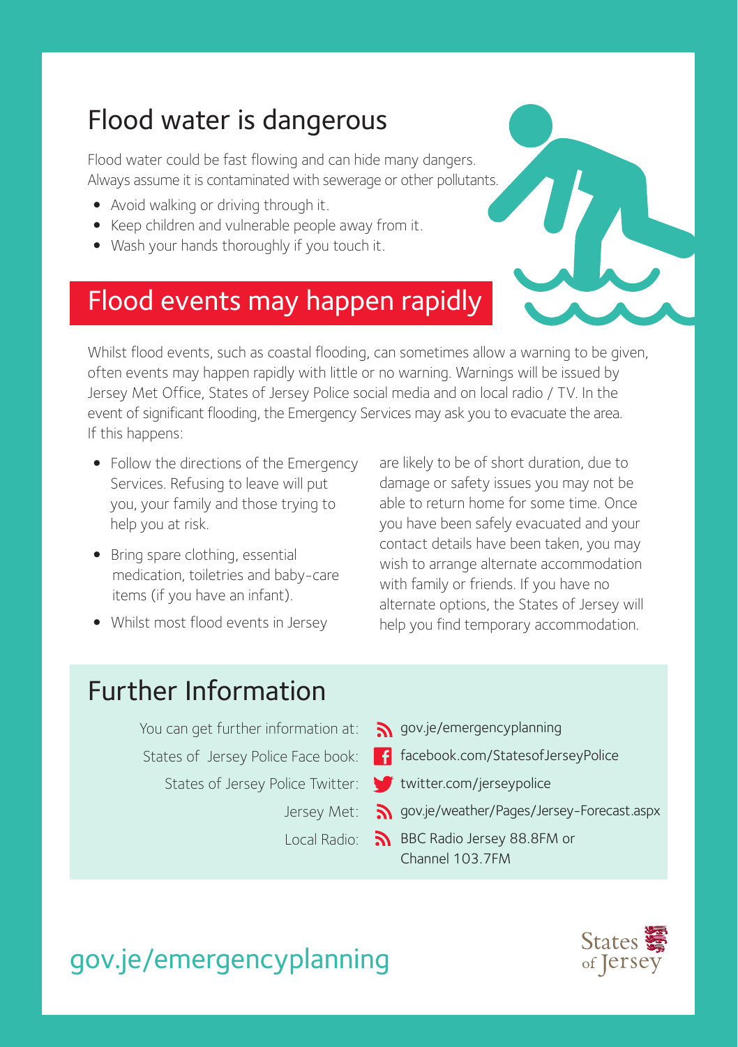## Flood water is dangerous

Flood water could be fast flowing and can hide many dangers. Always assume it is contaminated with sewerage or other pollutants.

- Avoid walking or driving through it.
- Keep children and vulnerable people away from it.
- Wash your hands thoroughly if you touch it.

## Flood events may happen rapidly

Whilst flood events, such as coastal flooding, can sometimes allow a warning to be given, often events may happen rapidly with little or no warning. Warnings will be issued by Jersey Met Office, States of Jersey Police social media and on local radio / TV. In the event of significant flooding, the Emergency Services may ask you to evacuate the area. If this happens:

- Follow the directions of the Emergency Services. Refusing to leave will put you, your family and those trying to help you at risk.
- Bring spare clothing, essential medication, toiletries and baby-care items (if you have an infant).
- Whilst most flood events in Jersey are likely to be of short duration, due to damage or safety issues you may not be able to return home for some time. Once you have been safely evacuated and your contact details have been taken, you may wish to arrange alternate accommodation with family or friends. If you have no alternate options, the States of Jersey will help you find temporary accommodation.

## Further Information

| | |
|---|---|
| You can get further information at: | gov.je/emergencyplanning |
| States of Jersey Police Face book: | facebook.com/StatesofJerseyPolice |
| States of Jersey Police Twitter: | twitter.com/jerseypolice |
| Jersey Met: | gov.je/weather/Pages/Jersey-Forecast.aspx |
| Local Radio: | BBC Radio Jersey 88.8FM or Channel 103.7FM |

gov.je/emergencyplanning

States of Jersey